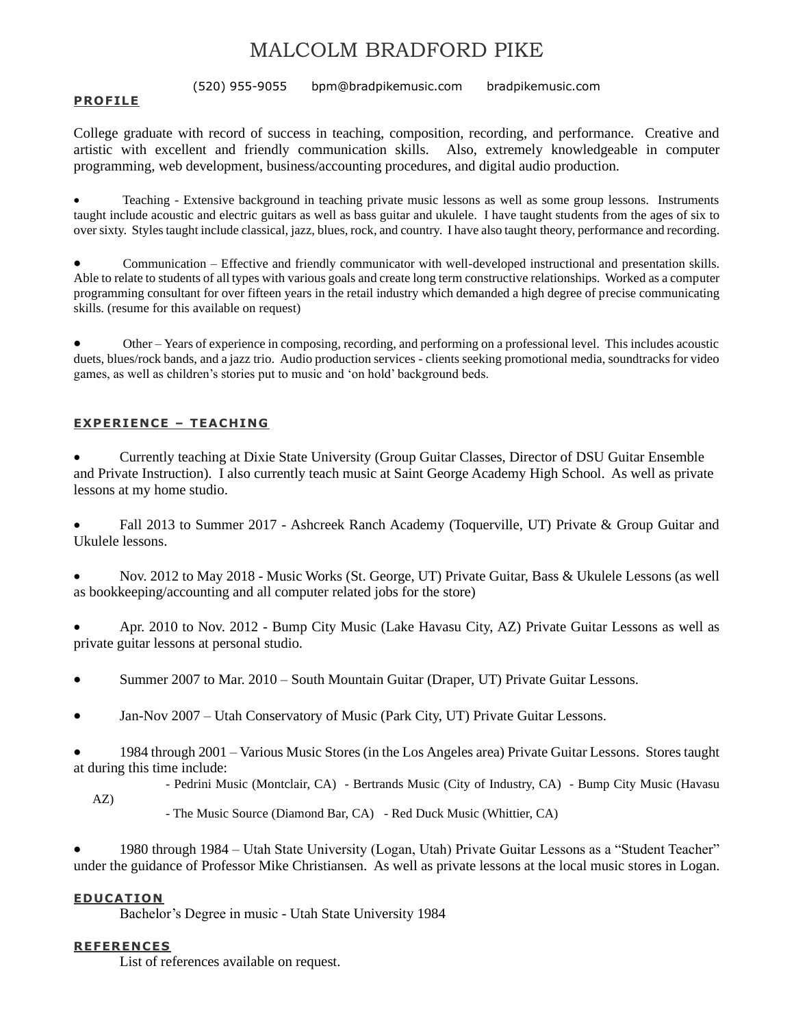# MALCOLM BRADFORD PIKE

(520) 955-9055 bpm@bradpikemusic.com bradpikemusic.com

## PROFILE

College graduate with record of success in teaching, composition, recording, and performance. Creative and artistic with excellent and friendly communication skills. Also, extremely knowledgeable in computer programming, web development, business/accounting procedures, and digital audio production.

- Teaching - Extensive background in teaching private music lessons as well as some group lessons. Instruments taught include acoustic and electric guitars as well as bass guitar and ukulele. I have taught students from the ages of six to over sixty. Styles taught include classical, jazz, blues, rock, and country. I have also taught theory, performance and recording.

- Communication – Effective and friendly communicator with well-developed instructional and presentation skills. Able to relate to students of all types with various goals and create long term constructive relationships. Worked as a computer programming consultant for over fifteen years in the retail industry which demanded a high degree of precise communicating skills. (resume for this available on request)

- Other – Years of experience in composing, recording, and performing on a professional level. This includes acoustic duets, blues/rock bands, and a jazz trio. Audio production services - clients seeking promotional media, soundtracks for video games, as well as children's stories put to music and 'on hold' background beds.

## EXPERIENCE – TEACHING

- Currently teaching at Dixie State University (Group Guitar Classes, Director of DSU Guitar Ensemble and Private Instruction). I also currently teach music at Saint George Academy High School. As well as private lessons at my home studio.

- Fall 2013 to Summer 2017 - Ashcreek Ranch Academy (Toquerville, UT) Private & Group Guitar and Ukulele lessons.

- Nov. 2012 to May 2018 - Music Works (St. George, UT) Private Guitar, Bass & Ukulele Lessons (as well as bookkeeping/accounting and all computer related jobs for the store)

- Apr. 2010 to Nov. 2012 - Bump City Music (Lake Havasu City, AZ) Private Guitar Lessons as well as private guitar lessons at personal studio.

- Summer 2007 to Mar. 2010 – South Mountain Guitar (Draper, UT) Private Guitar Lessons.

- Jan-Nov 2007 – Utah Conservatory of Music (Park City, UT) Private Guitar Lessons.

- 1984 through 2001 – Various Music Stores (in the Los Angeles area) Private Guitar Lessons. Stores taught at during this time include:
  - Pedrini Music (Montclair, CA) - Bertrands Music (City of Industry, CA) - Bump City Music (Havasu AZ)
  - The Music Source (Diamond Bar, CA) - Red Duck Music (Whittier, CA)

- 1980 through 1984 – Utah State University (Logan, Utah) Private Guitar Lessons as a "Student Teacher" under the guidance of Professor Mike Christiansen. As well as private lessons at the local music stores in Logan.

## EDUCATION

Bachelor's Degree in music - Utah State University 1984

## REFERENCES

List of references available on request.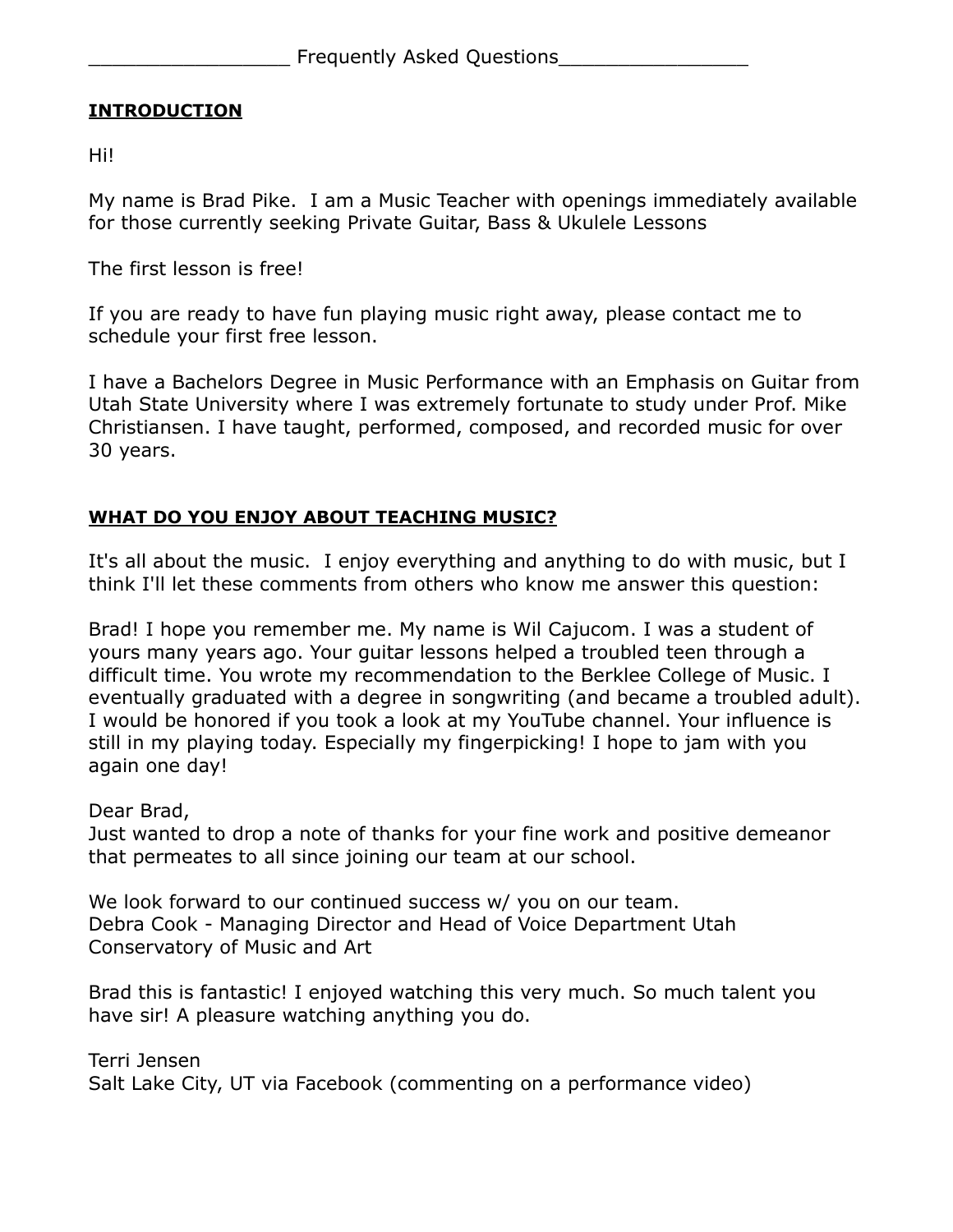## Frequently Asked Questions

### INTRODUCTION

Hi!

My name is Brad Pike. I am a Music Teacher with openings immediately available for those currently seeking Private Guitar, Bass & Ukulele Lessons

The first lesson is free!

If you are ready to have fun playing music right away, please contact me to schedule your first free lesson.

I have a Bachelors Degree in Music Performance with an Emphasis on Guitar from Utah State University where I was extremely fortunate to study under Prof. Mike Christiansen. I have taught, performed, composed, and recorded music for over 30 years.

### WHAT DO YOU ENJOY ABOUT TEACHING MUSIC?

It's all about the music. I enjoy everything and anything to do with music, but I think I'll let these comments from others who know me answer this question:

Brad! I hope you remember me. My name is Wil Cajucom. I was a student of yours many years ago. Your guitar lessons helped a troubled teen through a difficult time. You wrote my recommendation to the Berklee College of Music. I eventually graduated with a degree in songwriting (and became a troubled adult). I would be honored if you took a look at my YouTube channel. Your influence is still in my playing today. Especially my fingerpicking! I hope to jam with you again one day!

Dear Brad,
Just wanted to drop a note of thanks for your fine work and positive demeanor that permeates to all since joining our team at our school.

We look forward to our continued success w/ you on our team.
Debra Cook - Managing Director and Head of Voice Department Utah Conservatory of Music and Art

Brad this is fantastic! I enjoyed watching this very much. So much talent you have sir! A pleasure watching anything you do.

Terri Jensen
Salt Lake City, UT via Facebook (commenting on a performance video)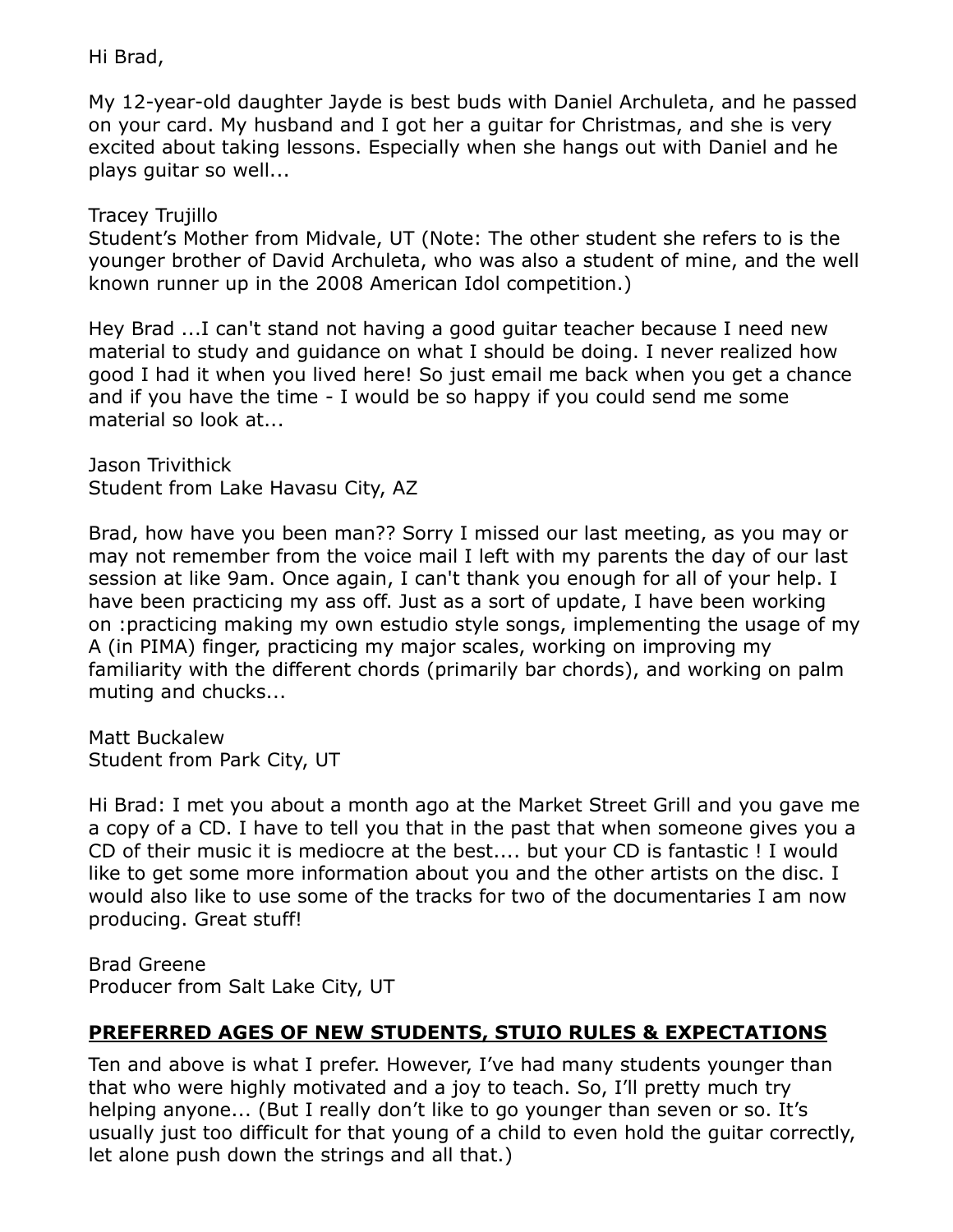Hi Brad,

My 12-year-old daughter Jayde is best buds with Daniel Archuleta, and he passed on your card. My husband and I got her a guitar for Christmas, and she is very excited about taking lessons. Especially when she hangs out with Daniel and he plays guitar so well...

Tracey Trujillo
Student's Mother from Midvale, UT (Note: The other student she refers to is the younger brother of David Archuleta, who was also a student of mine, and the well known runner up in the 2008 American Idol competition.)

Hey Brad ...I can't stand not having a good guitar teacher because I need new material to study and guidance on what I should be doing. I never realized how good I had it when you lived here! So just email me back when you get a chance and if you have the time - I would be so happy if you could send me some material so look at...

Jason Trivithick
Student from Lake Havasu City, AZ

Brad, how have you been man?? Sorry I missed our last meeting, as you may or may not remember from the voice mail I left with my parents the day of our last session at like 9am. Once again, I can't thank you enough for all of your help. I have been practicing my ass off. Just as a sort of update, I have been working on :practicing making my own estudio style songs, implementing the usage of my A (in PIMA) finger, practicing my major scales, working on improving my familiarity with the different chords (primarily bar chords), and working on palm muting and chucks...

Matt Buckalew
Student from Park City, UT

Hi Brad: I met you about a month ago at the Market Street Grill and you gave me a copy of a CD. I have to tell you that in the past that when someone gives you a CD of their music it is mediocre at the best.... but your CD is fantastic ! I would like to get some more information about you and the other artists on the disc. I would also like to use some of the tracks for two of the documentaries I am now producing. Great stuff!

Brad Greene
Producer from Salt Lake City, UT

## PREFERRED AGES OF NEW STUDENTS, STUIO RULES & EXPECTATIONS

Ten and above is what I prefer. However, I've had many students younger than that who were highly motivated and a joy to teach. So, I'll pretty much try helping anyone... (But I really don't like to go younger than seven or so. It's usually just too difficult for that young of a child to even hold the guitar correctly, let alone push down the strings and all that.)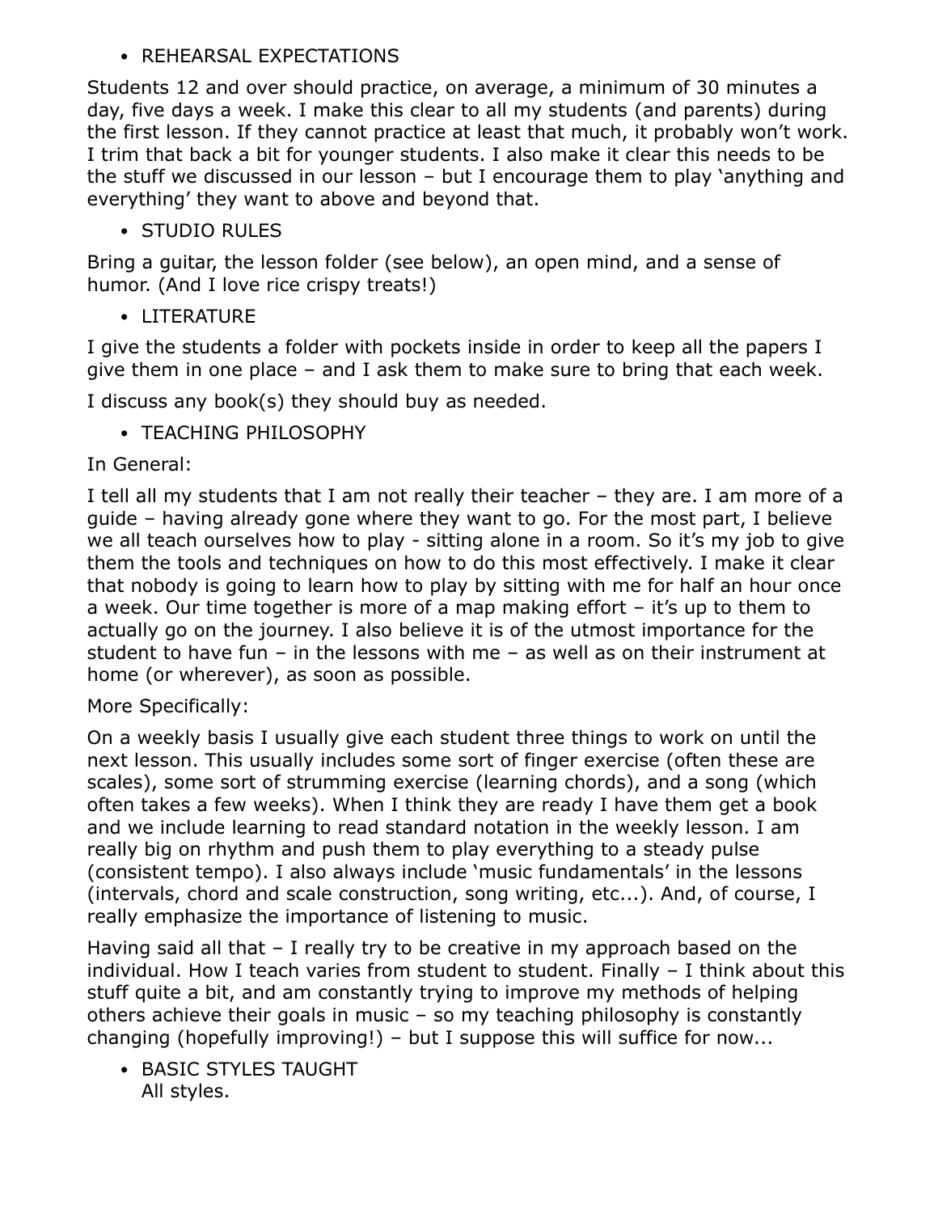- REHEARSAL EXPECTATIONS

Students 12 and over should practice, on average, a minimum of 30 minutes a day, five days a week. I make this clear to all my students (and parents) during the first lesson. If they cannot practice at least that much, it probably won't work. I trim that back a bit for younger students. I also make it clear this needs to be the stuff we discussed in our lesson – but I encourage them to play 'anything and everything' they want to above and beyond that.

- STUDIO RULES

Bring a guitar, the lesson folder (see below), an open mind, and a sense of humor. (And I love rice crispy treats!)

- LITERATURE

I give the students a folder with pockets inside in order to keep all the papers I give them in one place – and I ask them to make sure to bring that each week.

I discuss any book(s) they should buy as needed.

- TEACHING PHILOSOPHY

In General:

I tell all my students that I am not really their teacher – they are. I am more of a guide – having already gone where they want to go. For the most part, I believe we all teach ourselves how to play - sitting alone in a room. So it's my job to give them the tools and techniques on how to do this most effectively. I make it clear that nobody is going to learn how to play by sitting with me for half an hour once a week. Our time together is more of a map making effort – it's up to them to actually go on the journey. I also believe it is of the utmost importance for the student to have fun – in the lessons with me – as well as on their instrument at home (or wherever), as soon as possible.

More Specifically:

On a weekly basis I usually give each student three things to work on until the next lesson. This usually includes some sort of finger exercise (often these are scales), some sort of strumming exercise (learning chords), and a song (which often takes a few weeks). When I think they are ready I have them get a book and we include learning to read standard notation in the weekly lesson. I am really big on rhythm and push them to play everything to a steady pulse (consistent tempo). I also always include 'music fundamentals' in the lessons (intervals, chord and scale construction, song writing, etc...). And, of course, I really emphasize the importance of listening to music.

Having said all that – I really try to be creative in my approach based on the individual. How I teach varies from student to student. Finally – I think about this stuff quite a bit, and am constantly trying to improve my methods of helping others achieve their goals in music – so my teaching philosophy is constantly changing (hopefully improving!) – but I suppose this will suffice for now...

- BASIC STYLES TAUGHT
  All styles.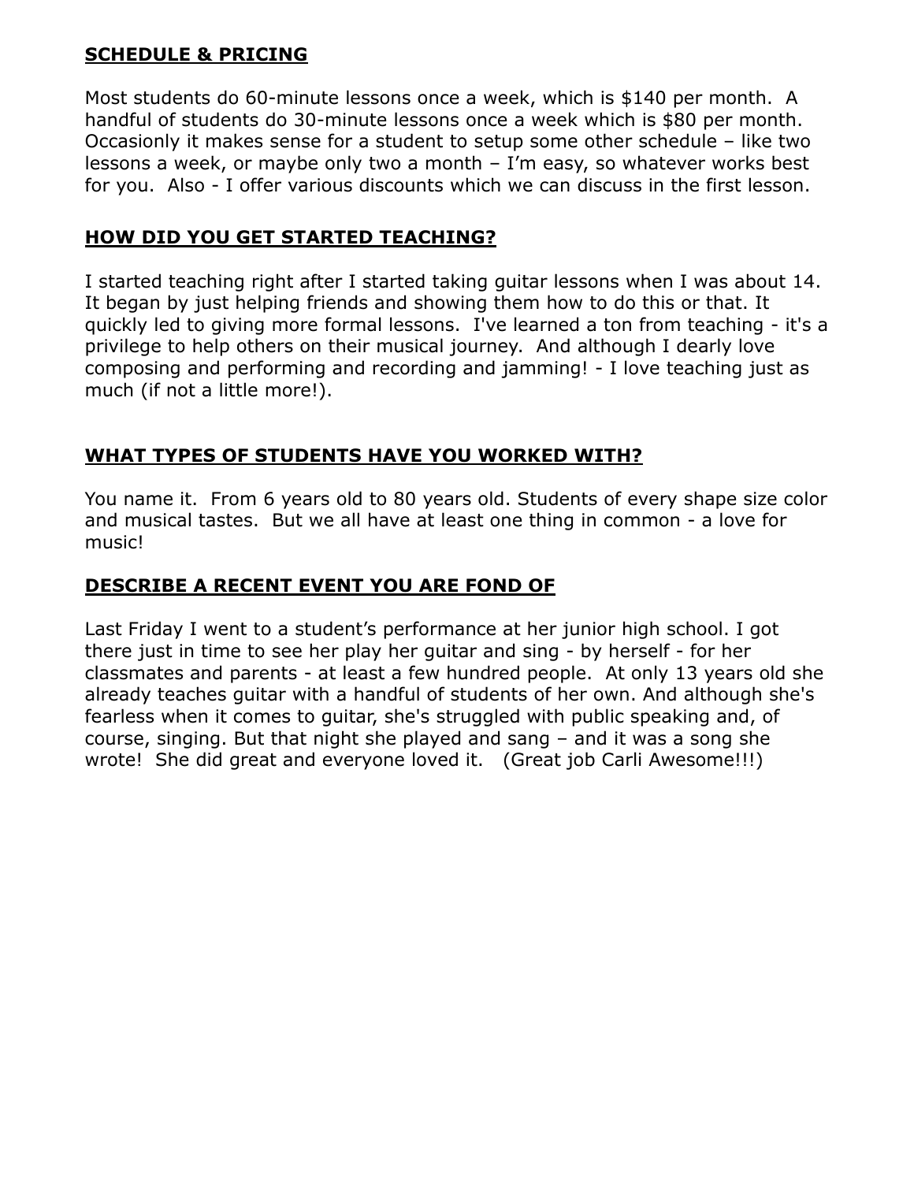## SCHEDULE & PRICING

Most students do 60-minute lessons once a week, which is $140 per month. A handful of students do 30-minute lessons once a week which is $80 per month. Occasionly it makes sense for a student to setup some other schedule – like two lessons a week, or maybe only two a month – I'm easy, so whatever works best for you. Also - I offer various discounts which we can discuss in the first lesson.

## HOW DID YOU GET STARTED TEACHING?

I started teaching right after I started taking guitar lessons when I was about 14. It began by just helping friends and showing them how to do this or that. It quickly led to giving more formal lessons. I've learned a ton from teaching - it's a privilege to help others on their musical journey. And although I dearly love composing and performing and recording and jamming! - I love teaching just as much (if not a little more!).

## WHAT TYPES OF STUDENTS HAVE YOU WORKED WITH?

You name it. From 6 years old to 80 years old. Students of every shape size color and musical tastes. But we all have at least one thing in common - a love for music!

## DESCRIBE A RECENT EVENT YOU ARE FOND OF

Last Friday I went to a student's performance at her junior high school. I got there just in time to see her play her guitar and sing - by herself - for her classmates and parents - at least a few hundred people. At only 13 years old she already teaches guitar with a handful of students of her own. And although she's fearless when it comes to guitar, she's struggled with public speaking and, of course, singing. But that night she played and sang – and it was a song she wrote! She did great and everyone loved it. (Great job Carli Awesome!!!)